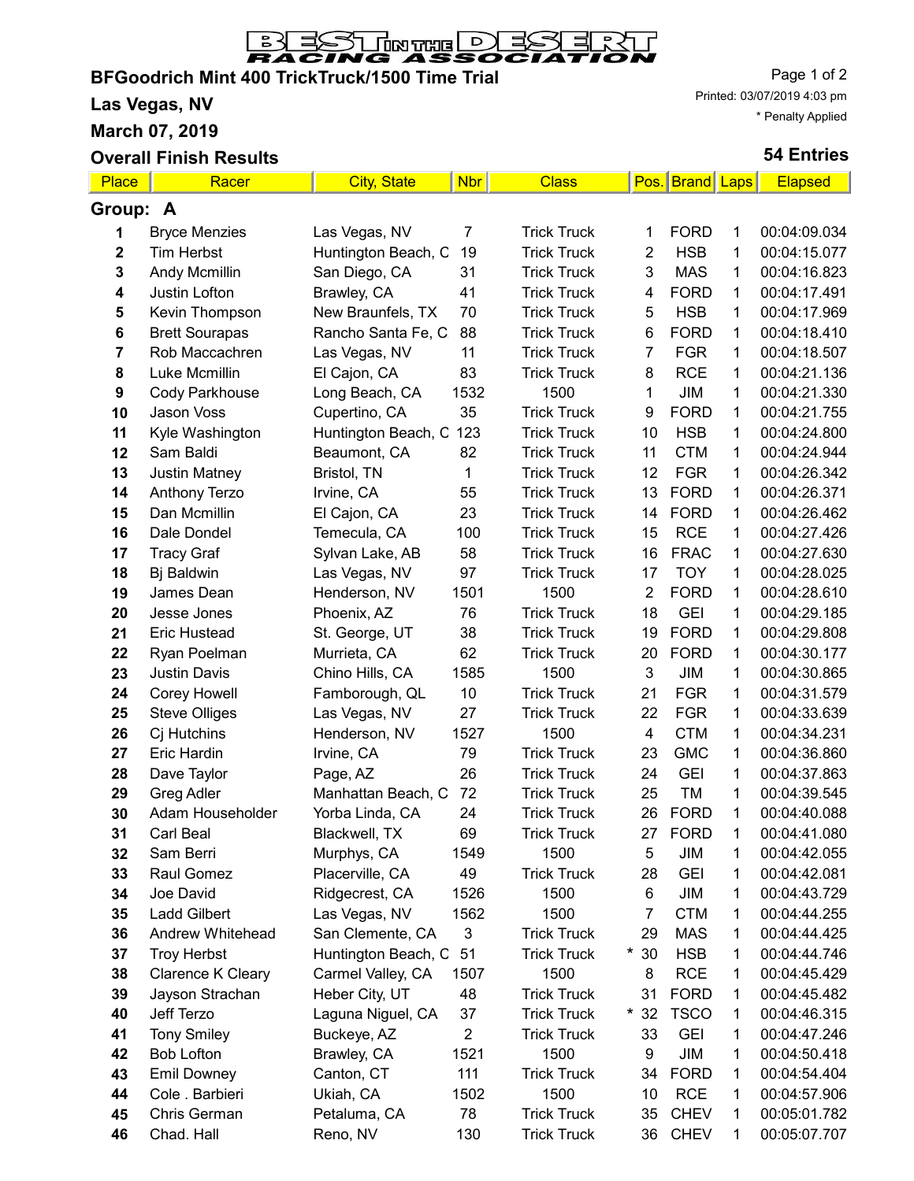# Best in the Desert Racing Association

## BFGoodrich Mint 400 TrickTruck/1500 Time Trial

**Las Vegas, NV**

**March 07, 2019**

Printed: 03/07/2019 4:03 pm

\* Penalty Applied

## Overall Finish Results

**54 Entries**

| Place | Racer | City, State | Nbr | Class | Pos. | Brand | Laps | Elapsed |
|---|---|---|---|---|---|---|---|---|
| **Group: A** | | | | | | | | |
| 1 | Bryce Menzies | Las Vegas, NV | 7 | Trick Truck | 1 | FORD | 1 | 00:04:09.034 |
| 2 | Tim Herbst | Huntington Beach, C | 19 | Trick Truck | 2 | HSB | 1 | 00:04:15.077 |
| 3 | Andy Mcmillin | San Diego, CA | 31 | Trick Truck | 3 | MAS | 1 | 00:04:16.823 |
| 4 | Justin Lofton | Brawley, CA | 41 | Trick Truck | 4 | FORD | 1 | 00:04:17.491 |
| 5 | Kevin Thompson | New Braunfels, TX | 70 | Trick Truck | 5 | HSB | 1 | 00:04:17.969 |
| 6 | Brett Sourapas | Rancho Santa Fe, C | 88 | Trick Truck | 6 | FORD | 1 | 00:04:18.410 |
| 7 | Rob Maccachren | Las Vegas, NV | 11 | Trick Truck | 7 | FGR | 1 | 00:04:18.507 |
| 8 | Luke Mcmillin | El Cajon, CA | 83 | Trick Truck | 8 | RCE | 1 | 00:04:21.136 |
| 9 | Cody Parkhouse | Long Beach, CA | 1532 | 1500 | 1 | JIM | 1 | 00:04:21.330 |
| 10 | Jason Voss | Cupertino, CA | 35 | Trick Truck | 9 | FORD | 1 | 00:04:21.755 |
| 11 | Kyle Washington | Huntington Beach, C | 123 | Trick Truck | 10 | HSB | 1 | 00:04:24.800 |
| 12 | Sam Baldi | Beaumont, CA | 82 | Trick Truck | 11 | CTM | 1 | 00:04:24.944 |
| 13 | Justin Matney | Bristol, TN | 1 | Trick Truck | 12 | FGR | 1 | 00:04:26.342 |
| 14 | Anthony Terzo | Irvine, CA | 55 | Trick Truck | 13 | FORD | 1 | 00:04:26.371 |
| 15 | Dan Mcmillin | El Cajon, CA | 23 | Trick Truck | 14 | FORD | 1 | 00:04:26.462 |
| 16 | Dale Dondel | Temecula, CA | 100 | Trick Truck | 15 | RCE | 1 | 00:04:27.426 |
| 17 | Tracy Graf | Sylvan Lake, AB | 58 | Trick Truck | 16 | FRAC | 1 | 00:04:27.630 |
| 18 | Bj Baldwin | Las Vegas, NV | 97 | Trick Truck | 17 | TOY | 1 | 00:04:28.025 |
| 19 | James Dean | Henderson, NV | 1501 | 1500 | 2 | FORD | 1 | 00:04:28.610 |
| 20 | Jesse Jones | Phoenix, AZ | 76 | Trick Truck | 18 | GEI | 1 | 00:04:29.185 |
| 21 | Eric Hustead | St. George, UT | 38 | Trick Truck | 19 | FORD | 1 | 00:04:29.808 |
| 22 | Ryan Poelman | Murrieta, CA | 62 | Trick Truck | 20 | FORD | 1 | 00:04:30.177 |
| 23 | Justin Davis | Chino Hills, CA | 1585 | 1500 | 3 | JIM | 1 | 00:04:30.865 |
| 24 | Corey Howell | Famborough, QL | 10 | Trick Truck | 21 | FGR | 1 | 00:04:31.579 |
| 25 | Steve Olliges | Las Vegas, NV | 27 | Trick Truck | 22 | FGR | 1 | 00:04:33.639 |
| 26 | Cj Hutchins | Henderson, NV | 1527 | 1500 | 4 | CTM | 1 | 00:04:34.231 |
| 27 | Eric Hardin | Irvine, CA | 79 | Trick Truck | 23 | GMC | 1 | 00:04:36.860 |
| 28 | Dave Taylor | Page, AZ | 26 | Trick Truck | 24 | GEI | 1 | 00:04:37.863 |
| 29 | Greg Adler | Manhattan Beach, C | 72 | Trick Truck | 25 | TM | 1 | 00:04:39.545 |
| 30 | Adam Householder | Yorba Linda, CA | 24 | Trick Truck | 26 | FORD | 1 | 00:04:40.088 |
| 31 | Carl Beal | Blackwell, TX | 69 | Trick Truck | 27 | FORD | 1 | 00:04:41.080 |
| 32 | Sam Berri | Murphys, CA | 1549 | 1500 | 5 | JIM | 1 | 00:04:42.055 |
| 33 | Raul Gomez | Placerville, CA | 49 | Trick Truck | 28 | GEI | 1 | 00:04:42.081 |
| 34 | Joe David | Ridgecrest, CA | 1526 | 1500 | 6 | JIM | 1 | 00:04:43.729 |
| 35 | Ladd Gilbert | Las Vegas, NV | 1562 | 1500 | 7 | CTM | 1 | 00:04:44.255 |
| 36 | Andrew Whitehead | San Clemente, CA | 3 | Trick Truck | 29 | MAS | 1 | 00:04:44.425 |
| 37 | Troy Herbst | Huntington Beach, C | 51 | Trick Truck | * 30 | HSB | 1 | 00:04:44.746 |
| 38 | Clarence K Cleary | Carmel Valley, CA | 1507 | 1500 | 8 | RCE | 1 | 00:04:45.429 |
| 39 | Jayson Strachan | Heber City, UT | 48 | Trick Truck | 31 | FORD | 1 | 00:04:45.482 |
| 40 | Jeff Terzo | Laguna Niguel, CA | 37 | Trick Truck | * 32 | TSCO | 1 | 00:04:46.315 |
| 41 | Tony Smiley | Buckeye, AZ | 2 | Trick Truck | 33 | GEI | 1 | 00:04:47.246 |
| 42 | Bob Lofton | Brawley, CA | 1521 | 1500 | 9 | JIM | 1 | 00:04:50.418 |
| 43 | Emil Downey | Canton, CT | 111 | Trick Truck | 34 | FORD | 1 | 00:04:54.404 |
| 44 | Cole . Barbieri | Ukiah, CA | 1502 | 1500 | 10 | RCE | 1 | 00:04:57.906 |
| 45 | Chris German | Petaluma, CA | 78 | Trick Truck | 35 | CHEV | 1 | 00:05:01.782 |
| 46 | Chad. Hall | Reno, NV | 130 | Trick Truck | 36 | CHEV | 1 | 00:05:07.707 |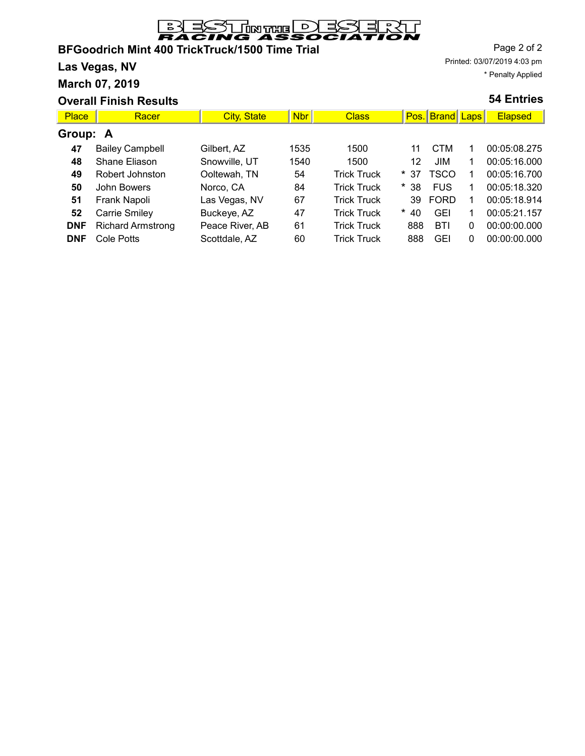BEST IN THE DESERT RACING ASSOCIATION

## BFGoodrich Mint 400 TrickTruck/1500 Time Trial

**Las Vegas, NV**

**March 07, 2019**

Printed: 03/07/2019 4:03 pm

\* Penalty Applied

### Overall Finish Results

**54 Entries**

| Place | Racer | City, State | Nbr | Class | Pos. | Brand | Laps | Elapsed |
|---|---|---|---|---|---|---|---|---|
| **Group: A** | | | | | | | | |
| **47** | Bailey Campbell | Gilbert, AZ | 1535 | 1500 | 11 | CTM | 1 | 00:05:08.275 |
| **48** | Shane Eliason | Snowville, UT | 1540 | 1500 | 12 | JIM | 1 | 00:05:16.000 |
| **49** | Robert Johnston | Ooltewah, TN | 54 | Trick Truck | * 37 | TSCO | 1 | 00:05:16.700 |
| **50** | John Bowers | Norco, CA | 84 | Trick Truck | * 38 | FUS | 1 | 00:05:18.320 |
| **51** | Frank Napoli | Las Vegas, NV | 67 | Trick Truck | 39 | FORD | 1 | 00:05:18.914 |
| **52** | Carrie Smiley | Buckeye, AZ | 47 | Trick Truck | * 40 | GEI | 1 | 00:05:21.157 |
| **DNF** | Richard Armstrong | Peace River, AB | 61 | Trick Truck | 888 | BTI | 0 | 00:00:00.000 |
| **DNF** | Cole Potts | Scottdale, AZ | 60 | Trick Truck | 888 | GEI | 0 | 00:00:00.000 |